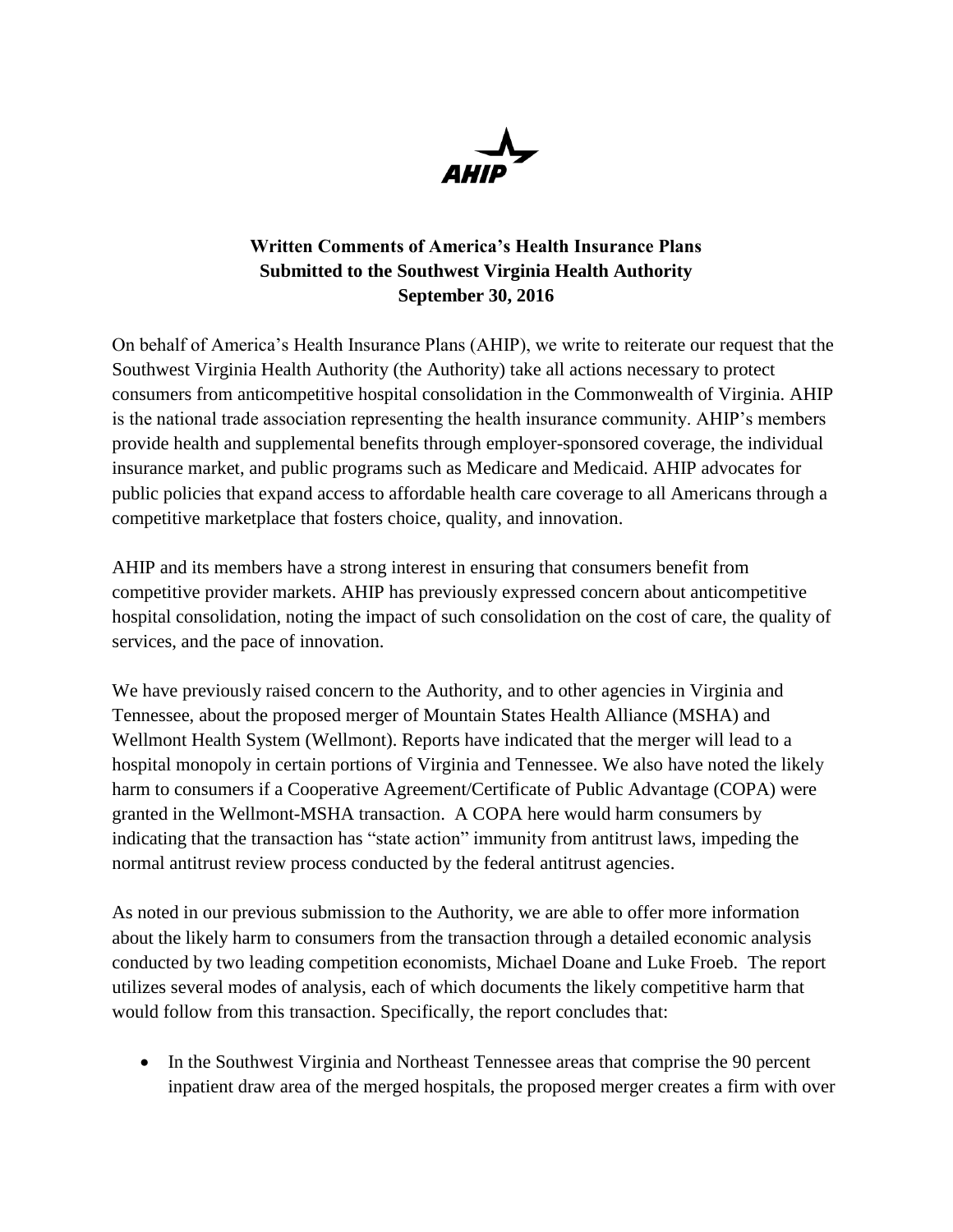AHIP

**Written Comments of America's Health Insurance Plans**
**Submitted to the Southwest Virginia Health Authority**
**September 30, 2016**

On behalf of America's Health Insurance Plans (AHIP), we write to reiterate our request that the Southwest Virginia Health Authority (the Authority) take all actions necessary to protect consumers from anticompetitive hospital consolidation in the Commonwealth of Virginia. AHIP is the national trade association representing the health insurance community. AHIP's members provide health and supplemental benefits through employer-sponsored coverage, the individual insurance market, and public programs such as Medicare and Medicaid. AHIP advocates for public policies that expand access to affordable health care coverage to all Americans through a competitive marketplace that fosters choice, quality, and innovation.

AHIP and its members have a strong interest in ensuring that consumers benefit from competitive provider markets. AHIP has previously expressed concern about anticompetitive hospital consolidation, noting the impact of such consolidation on the cost of care, the quality of services, and the pace of innovation.

We have previously raised concern to the Authority, and to other agencies in Virginia and Tennessee, about the proposed merger of Mountain States Health Alliance (MSHA) and Wellmont Health System (Wellmont). Reports have indicated that the merger will lead to a hospital monopoly in certain portions of Virginia and Tennessee. We also have noted the likely harm to consumers if a Cooperative Agreement/Certificate of Public Advantage (COPA) were granted in the Wellmont-MSHA transaction. A COPA here would harm consumers by indicating that the transaction has "state action" immunity from antitrust laws, impeding the normal antitrust review process conducted by the federal antitrust agencies.

As noted in our previous submission to the Authority, we are able to offer more information about the likely harm to consumers from the transaction through a detailed economic analysis conducted by two leading competition economists, Michael Doane and Luke Froeb. The report utilizes several modes of analysis, each of which documents the likely competitive harm that would follow from this transaction. Specifically, the report concludes that:

- In the Southwest Virginia and Northeast Tennessee areas that comprise the 90 percent inpatient draw area of the merged hospitals, the proposed merger creates a firm with over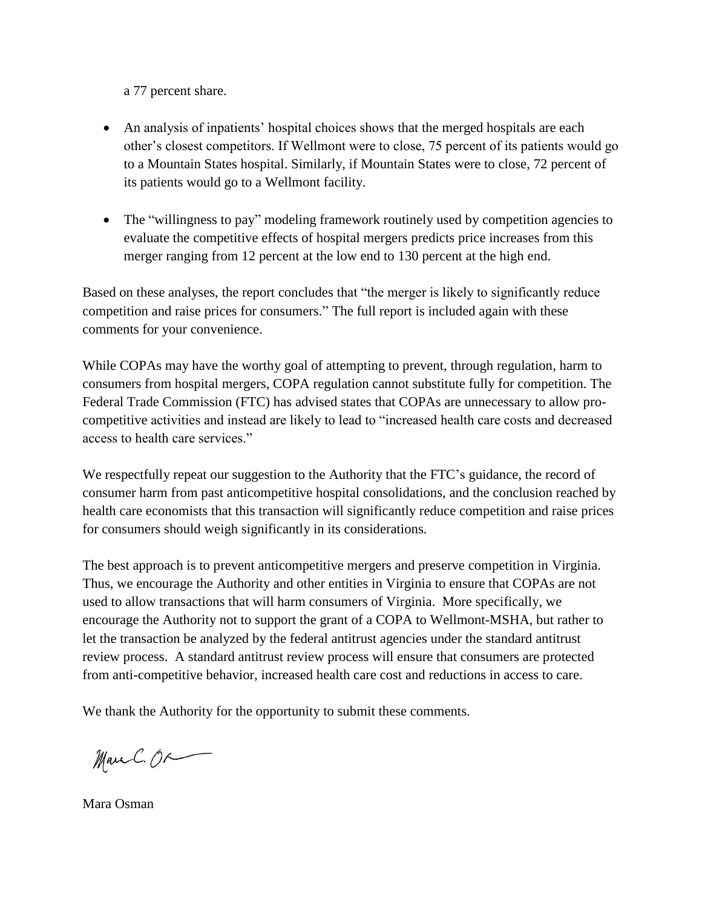a 77 percent share.

- An analysis of inpatients' hospital choices shows that the merged hospitals are each other's closest competitors. If Wellmont were to close, 75 percent of its patients would go to a Mountain States hospital. Similarly, if Mountain States were to close, 72 percent of its patients would go to a Wellmont facility.

- The "willingness to pay" modeling framework routinely used by competition agencies to evaluate the competitive effects of hospital mergers predicts price increases from this merger ranging from 12 percent at the low end to 130 percent at the high end.

Based on these analyses, the report concludes that "the merger is likely to significantly reduce competition and raise prices for consumers." The full report is included again with these comments for your convenience.

While COPAs may have the worthy goal of attempting to prevent, through regulation, harm to consumers from hospital mergers, COPA regulation cannot substitute fully for competition. The Federal Trade Commission (FTC) has advised states that COPAs are unnecessary to allow pro-competitive activities and instead are likely to lead to "increased health care costs and decreased access to health care services."

We respectfully repeat our suggestion to the Authority that the FTC's guidance, the record of consumer harm from past anticompetitive hospital consolidations, and the conclusion reached by health care economists that this transaction will significantly reduce competition and raise prices for consumers should weigh significantly in its considerations.

The best approach is to prevent anticompetitive mergers and preserve competition in Virginia. Thus, we encourage the Authority and other entities in Virginia to ensure that COPAs are not used to allow transactions that will harm consumers of Virginia. More specifically, we encourage the Authority not to support the grant of a COPA to Wellmont-MSHA, but rather to let the transaction be analyzed by the federal antitrust agencies under the standard antitrust review process. A standard antitrust review process will ensure that consumers are protected from anti-competitive behavior, increased health care cost and reductions in access to care.

We thank the Authority for the opportunity to submit these comments.

Mara Osman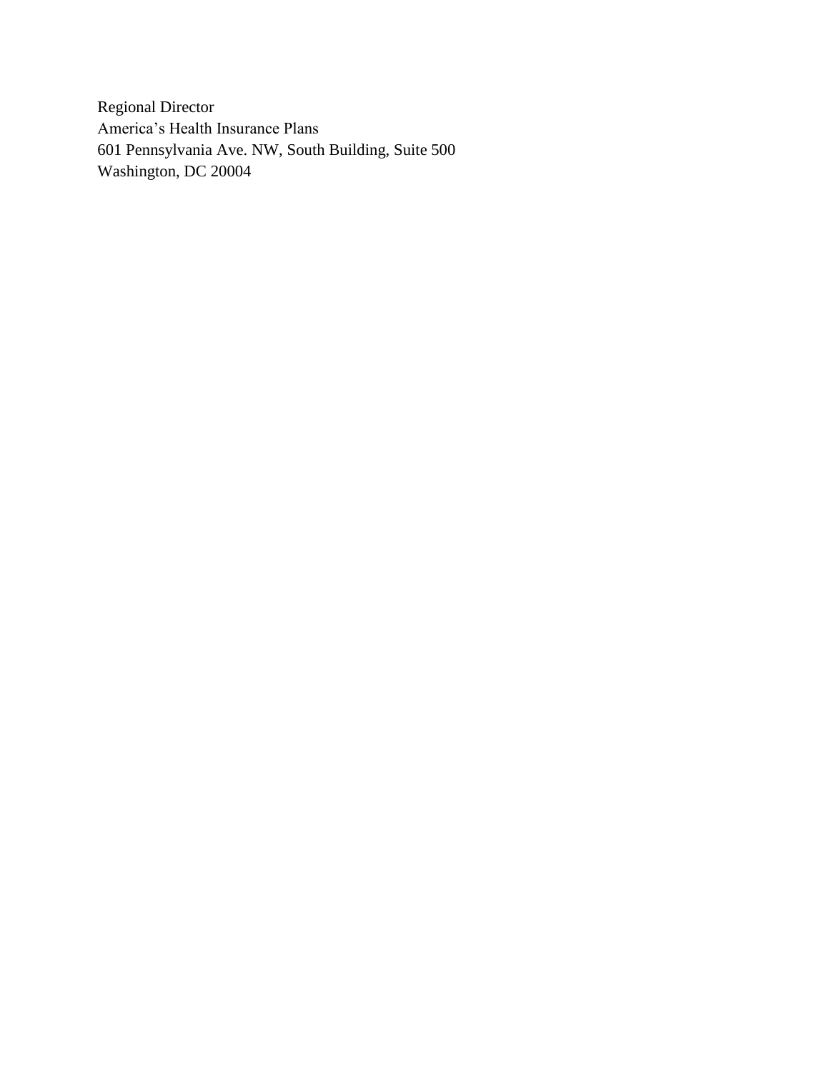Regional Director
America's Health Insurance Plans
601 Pennsylvania Ave. NW, South Building, Suite 500
Washington, DC 20004